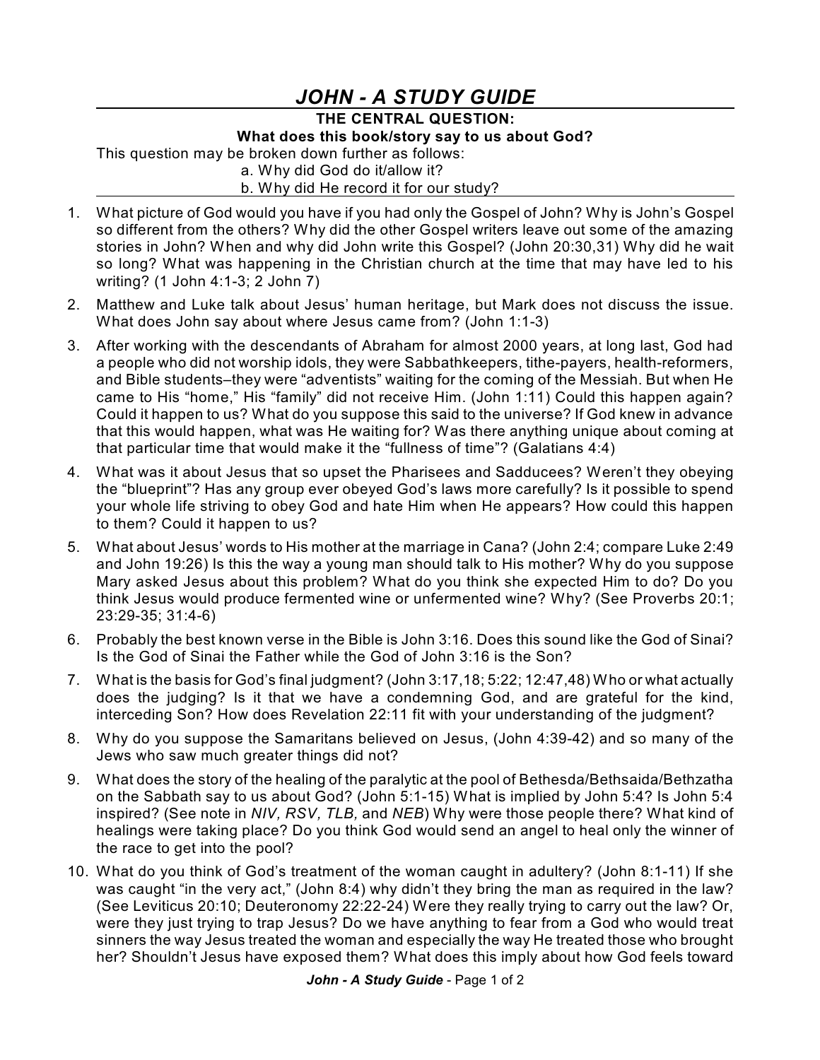# *JOHN - A STUDY GUIDE*

**THE CENTRAL QUESTION:**

**What does this book/story say to us about God?**

This question may be broken down further as follows:

a. Why did God do it/allow it?

b. Why did He record it for our study?

1. What picture of God would you have if you had only the Gospel of John? Why is John's Gospel so different from the others? Why did the other Gospel writers leave out some of the amazing stories in John? When and why did John write this Gospel? (John 20:30,31) Why did he wait so long? What was happening in the Christian church at the time that may have led to his writing? (1 John 4:1-3; 2 John 7)
2. Matthew and Luke talk about Jesus' human heritage, but Mark does not discuss the issue. What does John say about where Jesus came from? (John 1:1-3)
3. After working with the descendants of Abraham for almost 2000 years, at long last, God had a people who did not worship idols, they were Sabbathkeepers, tithe-payers, health-reformers, and Bible students–they were "adventists" waiting for the coming of the Messiah. But when He came to His "home," His "family" did not receive Him. (John 1:11) Could this happen again? Could it happen to us? What do you suppose this said to the universe? If God knew in advance that this would happen, what was He waiting for? Was there anything unique about coming at that particular time that would make it the "fullness of time"? (Galatians 4:4)
4. What was it about Jesus that so upset the Pharisees and Sadducees? Weren't they obeying the "blueprint"? Has any group ever obeyed God's laws more carefully? Is it possible to spend your whole life striving to obey God and hate Him when He appears? How could this happen to them? Could it happen to us?
5. What about Jesus' words to His mother at the marriage in Cana? (John 2:4; compare Luke 2:49 and John 19:26) Is this the way a young man should talk to His mother? Why do you suppose Mary asked Jesus about this problem? What do you think she expected Him to do? Do you think Jesus would produce fermented wine or unfermented wine? Why? (See Proverbs 20:1; 23:29-35; 31:4-6)
6. Probably the best known verse in the Bible is John 3:16. Does this sound like the God of Sinai? Is the God of Sinai the Father while the God of John 3:16 is the Son?
7. What is the basis for God's final judgment? (John 3:17,18; 5:22; 12:47,48) Who or what actually does the judging? Is it that we have a condemning God, and are grateful for the kind, interceding Son? How does Revelation 22:11 fit with your understanding of the judgment?
8. Why do you suppose the Samaritans believed on Jesus, (John 4:39-42) and so many of the Jews who saw much greater things did not?
9. What does the story of the healing of the paralytic at the pool of Bethesda/Bethsaida/Bethzatha on the Sabbath say to us about God? (John 5:1-15) What is implied by John 5:4? Is John 5:4 inspired? (See note in *NIV, RSV, TLB,* and *NEB*) Why were those people there? What kind of healings were taking place? Do you think God would send an angel to heal only the winner of the race to get into the pool?
10. What do you think of God's treatment of the woman caught in adultery? (John 8:1-11) If she was caught "in the very act," (John 8:4) why didn't they bring the man as required in the law? (See Leviticus 20:10; Deuteronomy 22:22-24) Were they really trying to carry out the law? Or, were they just trying to trap Jesus? Do we have anything to fear from a God who would treat sinners the way Jesus treated the woman and especially the way He treated those who brought her? Shouldn't Jesus have exposed them? What does this imply about how God feels toward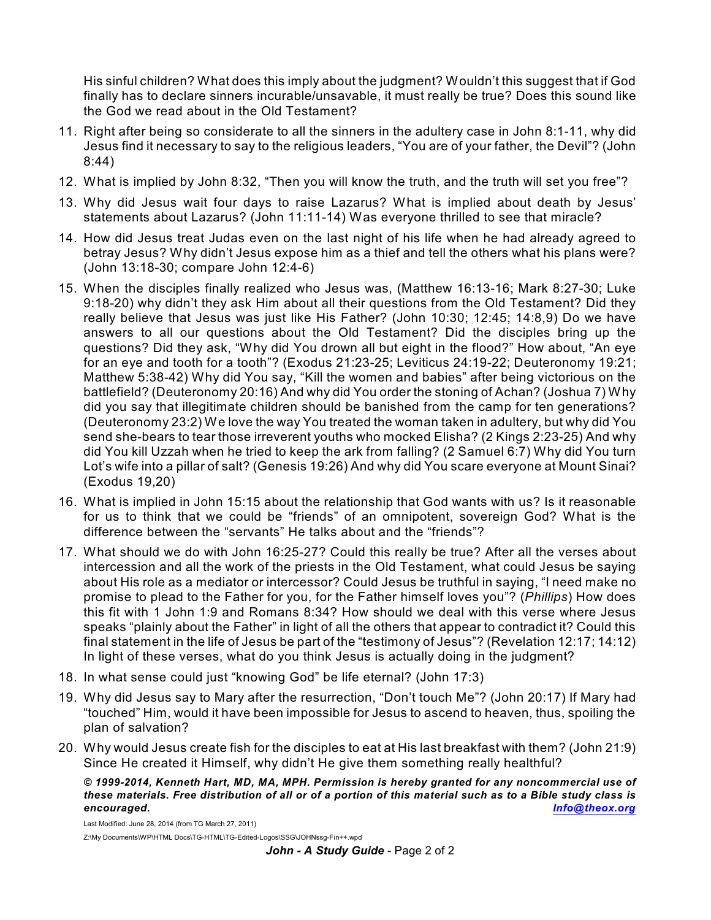His sinful children? What does this imply about the judgment? Wouldn't this suggest that if God finally has to declare sinners incurable/unsavable, it must really be true? Does this sound like the God we read about in the Old Testament?

11. Right after being so considerate to all the sinners in the adultery case in John 8:1-11, why did Jesus find it necessary to say to the religious leaders, "You are of your father, the Devil"? (John 8:44)
12. What is implied by John 8:32, "Then you will know the truth, and the truth will set you free"?
13. Why did Jesus wait four days to raise Lazarus? What is implied about death by Jesus' statements about Lazarus? (John 11:11-14) Was everyone thrilled to see that miracle?
14. How did Jesus treat Judas even on the last night of his life when he had already agreed to betray Jesus? Why didn't Jesus expose him as a thief and tell the others what his plans were? (John 13:18-30; compare John 12:4-6)
15. When the disciples finally realized who Jesus was, (Matthew 16:13-16; Mark 8:27-30; Luke 9:18-20) why didn't they ask Him about all their questions from the Old Testament? Did they really believe that Jesus was just like His Father? (John 10:30; 12:45; 14:8,9) Do we have answers to all our questions about the Old Testament? Did the disciples bring up the questions? Did they ask, "Why did You drown all but eight in the flood?" How about, "An eye for an eye and tooth for a tooth"? (Exodus 21:23-25; Leviticus 24:19-22; Deuteronomy 19:21; Matthew 5:38-42) Why did You say, "Kill the women and babies" after being victorious on the battlefield? (Deuteronomy 20:16) And why did You order the stoning of Achan? (Joshua 7) Why did you say that illegitimate children should be banished from the camp for ten generations? (Deuteronomy 23:2) We love the way You treated the woman taken in adultery, but why did You send she-bears to tear those irreverent youths who mocked Elisha? (2 Kings 2:23-25) And why did You kill Uzzah when he tried to keep the ark from falling? (2 Samuel 6:7) Why did You turn Lot's wife into a pillar of salt? (Genesis 19:26) And why did You scare everyone at Mount Sinai? (Exodus 19,20)
16. What is implied in John 15:15 about the relationship that God wants with us? Is it reasonable for us to think that we could be "friends" of an omnipotent, sovereign God? What is the difference between the "servants" He talks about and the "friends"?
17. What should we do with John 16:25-27? Could this really be true? After all the verses about intercession and all the work of the priests in the Old Testament, what could Jesus be saying about His role as a mediator or intercessor? Could Jesus be truthful in saying, "I need make no promise to plead to the Father for you, for the Father himself loves you"? (*Phillips*) How does this fit with 1 John 1:9 and Romans 8:34? How should we deal with this verse where Jesus speaks "plainly about the Father" in light of all the others that appear to contradict it? Could this final statement in the life of Jesus be part of the "testimony of Jesus"? (Revelation 12:17; 14:12) In light of these verses, what do you think Jesus is actually doing in the judgment?
18. In what sense could just "knowing God" be life eternal? (John 17:3)
19. Why did Jesus say to Mary after the resurrection, "Don't touch Me"? (John 20:17) If Mary had "touched" Him, would it have been impossible for Jesus to ascend to heaven, thus, spoiling the plan of salvation?
20. Why would Jesus create fish for the disciples to eat at His last breakfast with them? (John 21:9) Since He created it Himself, why didn't He give them something really healthful?

***© 1999-2014, Kenneth Hart, MD, MA, MPH. Permission is hereby granted for any noncommercial use of these materials. Free distribution of all or of a portion of this material such as to a Bible study class is encouraged.*** ***Info@theox.org***

Last Modified: June 28, 2014 (from TG March 27, 2011)

Z:\My Documents\WP\HTML Docs\TG-HTML\TG-Edited-Logos\SSG\JOHNssg-Fin++.wpd